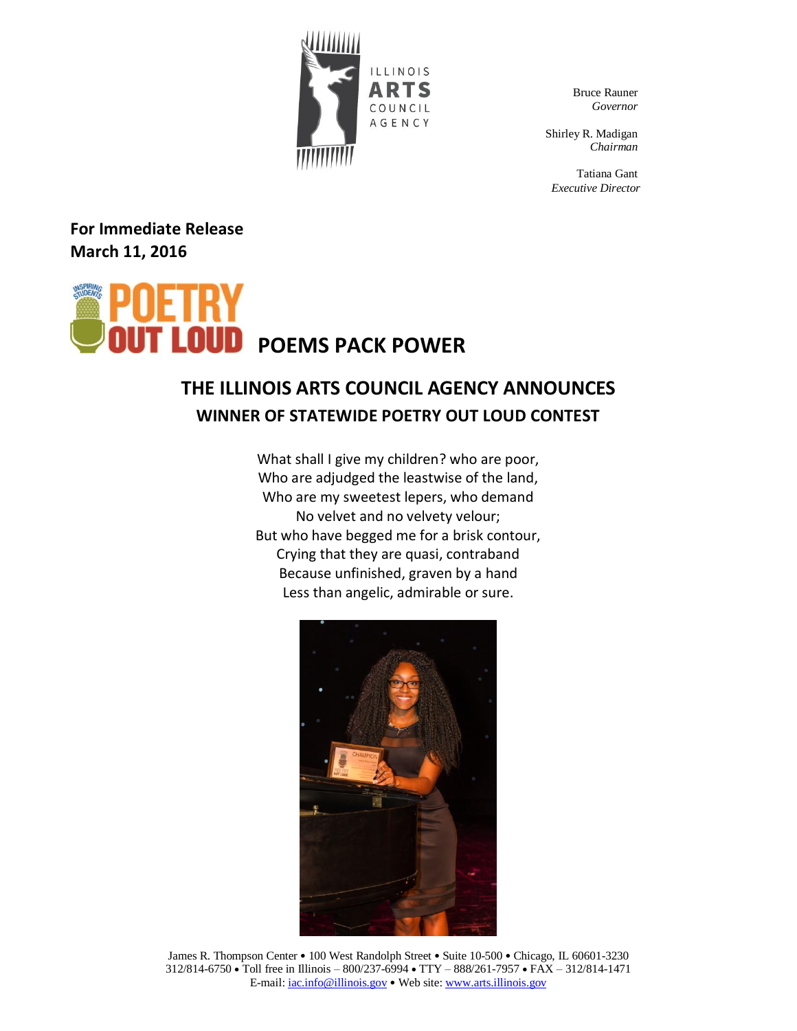ILLINOIS ARTS COUNCIL AGENCY

Bruce Rauner
*Governor*

Shirley R. Madigan
*Chairman*

Tatiana Gant
*Executive Director*

**For Immediate Release**
**March 11, 2016**

# POETRY OUT LOUD POEMS PACK POWER

## THE ILLINOIS ARTS COUNCIL AGENCY ANNOUNCES
### WINNER OF STATEWIDE POETRY OUT LOUD CONTEST

What shall I give my children? who are poor,
Who are adjudged the leastwise of the land,
Who are my sweetest lepers, who demand
No velvet and no velvety velour;
But who have begged me for a brisk contour,
Crying that they are quasi, contraband
Because unfinished, graven by a hand
Less than angelic, admirable or sure.

James R. Thompson Center • 100 West Randolph Street • Suite 10-500 • Chicago, IL 60601-3230
312/814-6750 • Toll free in Illinois – 800/237-6994 • TTY – 888/261-7957 • FAX – 312/814-1471
E-mail: iac.info@illinois.gov • Web site: www.arts.illinois.gov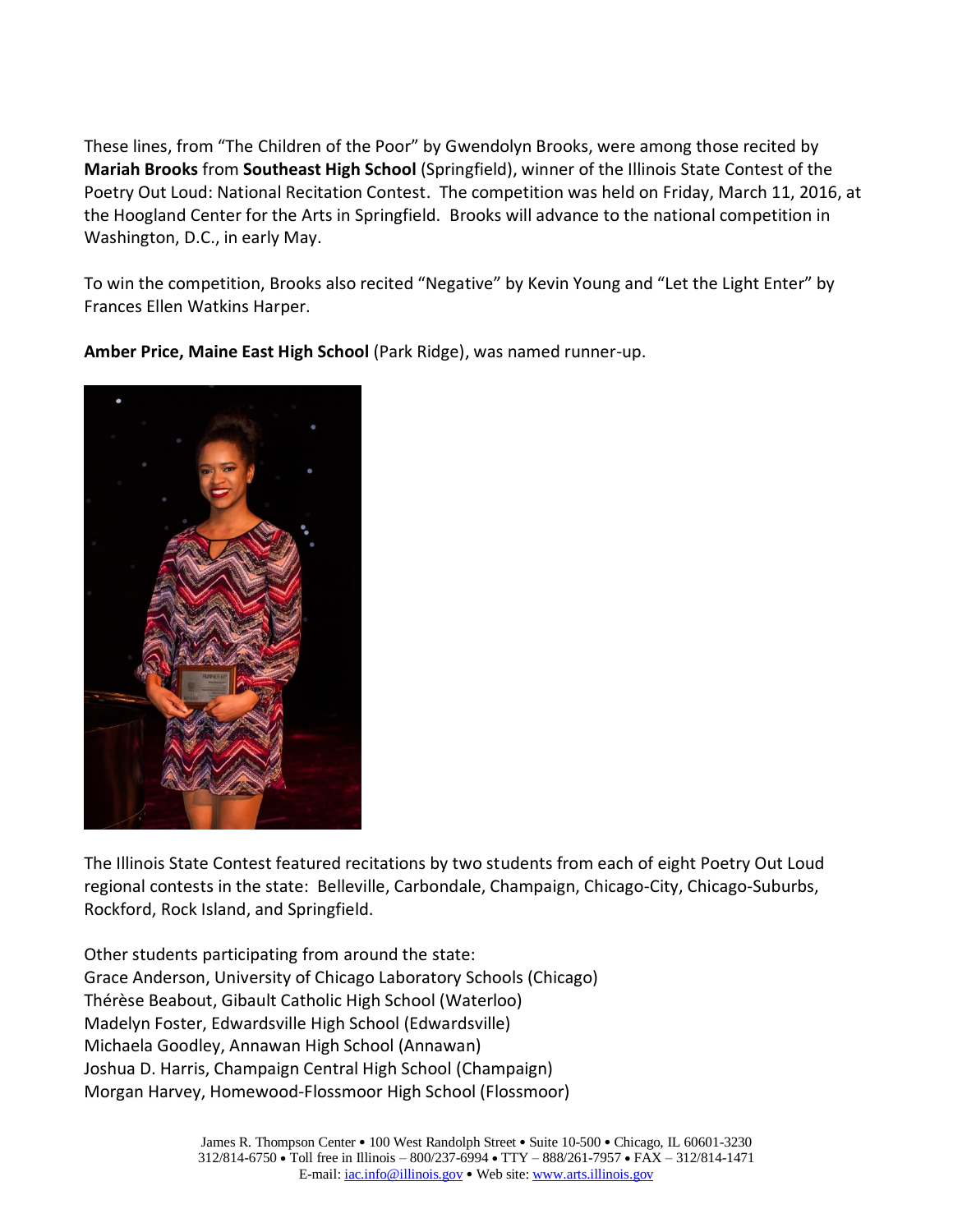These lines, from "The Children of the Poor" by Gwendolyn Brooks, were among those recited by **Mariah Brooks** from **Southeast High School** (Springfield), winner of the Illinois State Contest of the Poetry Out Loud: National Recitation Contest. The competition was held on Friday, March 11, 2016, at the Hoogland Center for the Arts in Springfield. Brooks will advance to the national competition in Washington, D.C., in early May.

To win the competition, Brooks also recited "Negative" by Kevin Young and "Let the Light Enter" by Frances Ellen Watkins Harper.

**Amber Price, Maine East High School** (Park Ridge), was named runner-up.

The Illinois State Contest featured recitations by two students from each of eight Poetry Out Loud regional contests in the state: Belleville, Carbondale, Champaign, Chicago-City, Chicago-Suburbs, Rockford, Rock Island, and Springfield.

Other students participating from around the state:
Grace Anderson, University of Chicago Laboratory Schools (Chicago)
Thérèse Beabout, Gibault Catholic High School (Waterloo)
Madelyn Foster, Edwardsville High School (Edwardsville)
Michaela Goodley, Annawan High School (Annawan)
Joshua D. Harris, Champaign Central High School (Champaign)
Morgan Harvey, Homewood-Flossmoor High School (Flossmoor)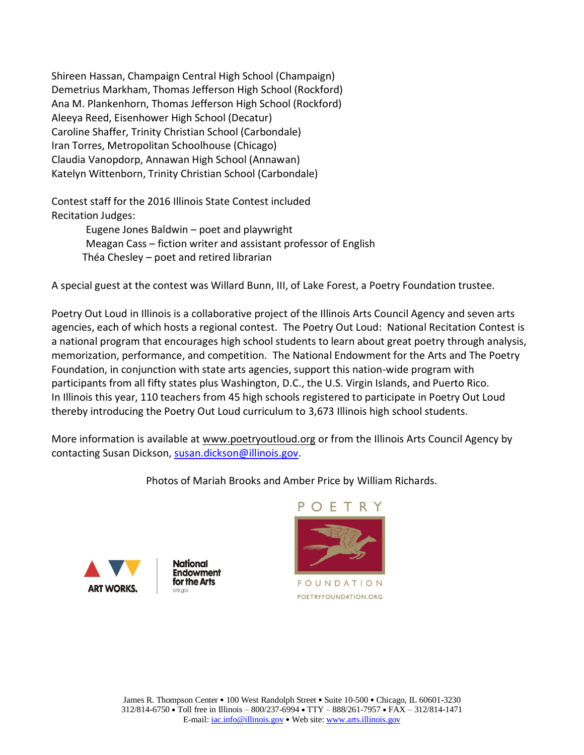Shireen Hassan, Champaign Central High School (Champaign)
Demetrius Markham, Thomas Jefferson High School (Rockford)
Ana M. Plankenhorn, Thomas Jefferson High School (Rockford)
Aleeya Reed, Eisenhower High School (Decatur)
Caroline Shaffer, Trinity Christian School (Carbondale)
Iran Torres, Metropolitan Schoolhouse (Chicago)
Claudia Vanopdorp, Annawan High School (Annawan)
Katelyn Wittenborn, Trinity Christian School (Carbondale)

Contest staff for the 2016 Illinois State Contest included
Recitation Judges:

- Eugene Jones Baldwin – poet and playwright
- Meagan Cass – fiction writer and assistant professor of English
- Théa Chesley – poet and retired librarian

A special guest at the contest was Willard Bunn, III, of Lake Forest, a Poetry Foundation trustee.

Poetry Out Loud in Illinois is a collaborative project of the Illinois Arts Council Agency and seven arts agencies, each of which hosts a regional contest. The Poetry Out Loud: National Recitation Contest is a national program that encourages high school students to learn about great poetry through analysis, memorization, performance, and competition. The National Endowment for the Arts and The Poetry Foundation, in conjunction with state arts agencies, support this nation-wide program with participants from all fifty states plus Washington, D.C., the U.S. Virgin Islands, and Puerto Rico. In Illinois this year, 110 teachers from 45 high schools registered to participate in Poetry Out Loud thereby introducing the Poetry Out Loud curriculum to 3,673 Illinois high school students.

More information is available at www.poetryoutloud.org or from the Illinois Arts Council Agency by contacting Susan Dickson, susan.dickson@illinois.gov.

Photos of Mariah Brooks and Amber Price by William Richards.

ART WORKS.

National Endowment for the Arts
arts.gov

POETRY FOUNDATION
POETRYFOUNDATION.ORG

James R. Thompson Center • 100 West Randolph Street • Suite 10-500 • Chicago, IL 60601-3230
312/814-6750 • Toll free in Illinois – 800/237-6994 • TTY – 888/261-7957 • FAX – 312/814-1471
E-mail: iac.info@illinois.gov • Web site: www.arts.illinois.gov